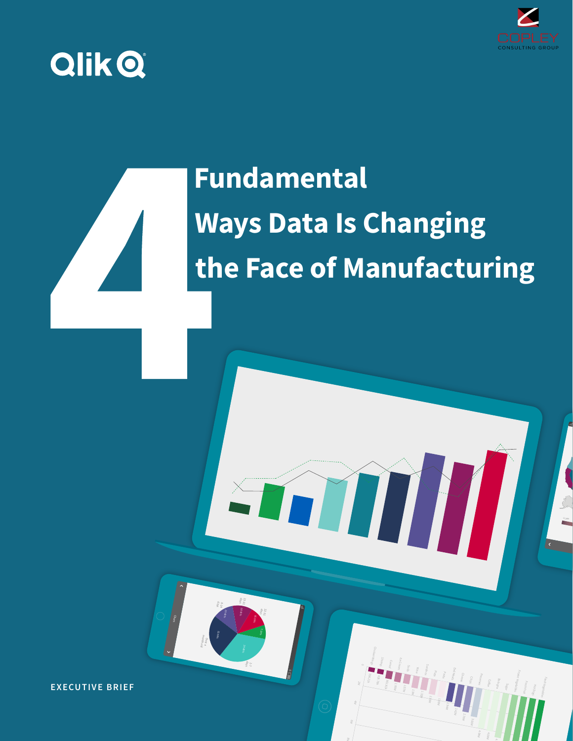# 4 Fundamental Ways Data Is Changing the Face of Manufacturing

EXECUTIVE BRIEF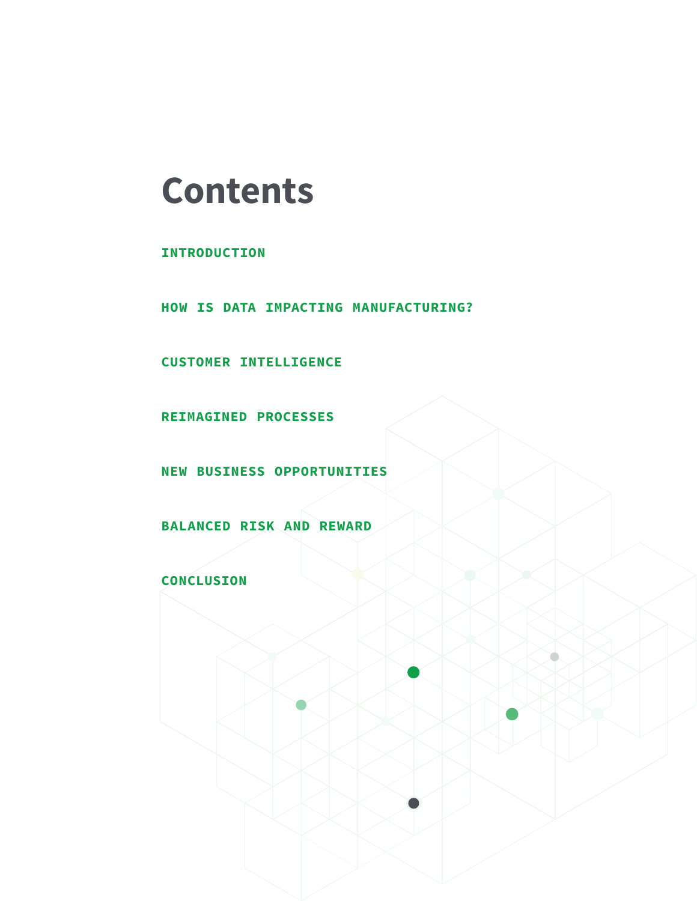# Contents

INTRODUCTION

HOW IS DATA IMPACTING MANUFACTURING?

CUSTOMER INTELLIGENCE

REIMAGINED PROCESSES

NEW BUSINESS OPPORTUNITIES

BALANCED RISK AND REWARD

CONCLUSION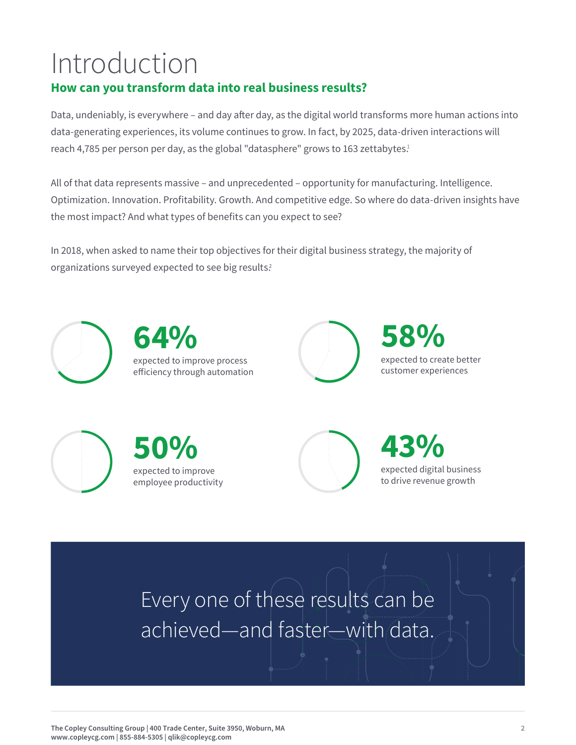# Introduction

## How can you transform data into real business results?

Data, undeniably, is everywhere – and day after day, as the digital world transforms more human actions into data-generating experiences, its volume continues to grow. In fact, by 2025, data-driven interactions will reach 4,785 per person per day, as the global "datasphere" grows to 163 zettabytes.[1]

All of that data represents massive – and unprecedented – opportunity for manufacturing. Intelligence. Optimization. Innovation. Profitability. Growth. And competitive edge. So where do data-driven insights have the most impact? And what types of benefits can you expect to see?

In 2018, when asked to name their top objectives for their digital business strategy, the majority of organizations surveyed expected to see big results.[2]

**64%**
expected to improve process efficiency through automation

**58%**
expected to create better customer experiences

**50%**
expected to improve employee productivity

**43%**
expected digital business to drive revenue growth

Every one of these results can be achieved—and faster—with data.

The Copley Consulting Group | 400 Trade Center, Suite 3950, Woburn, MA
www.copleycg.com | 855-884-5305 | qlik@copleycg.com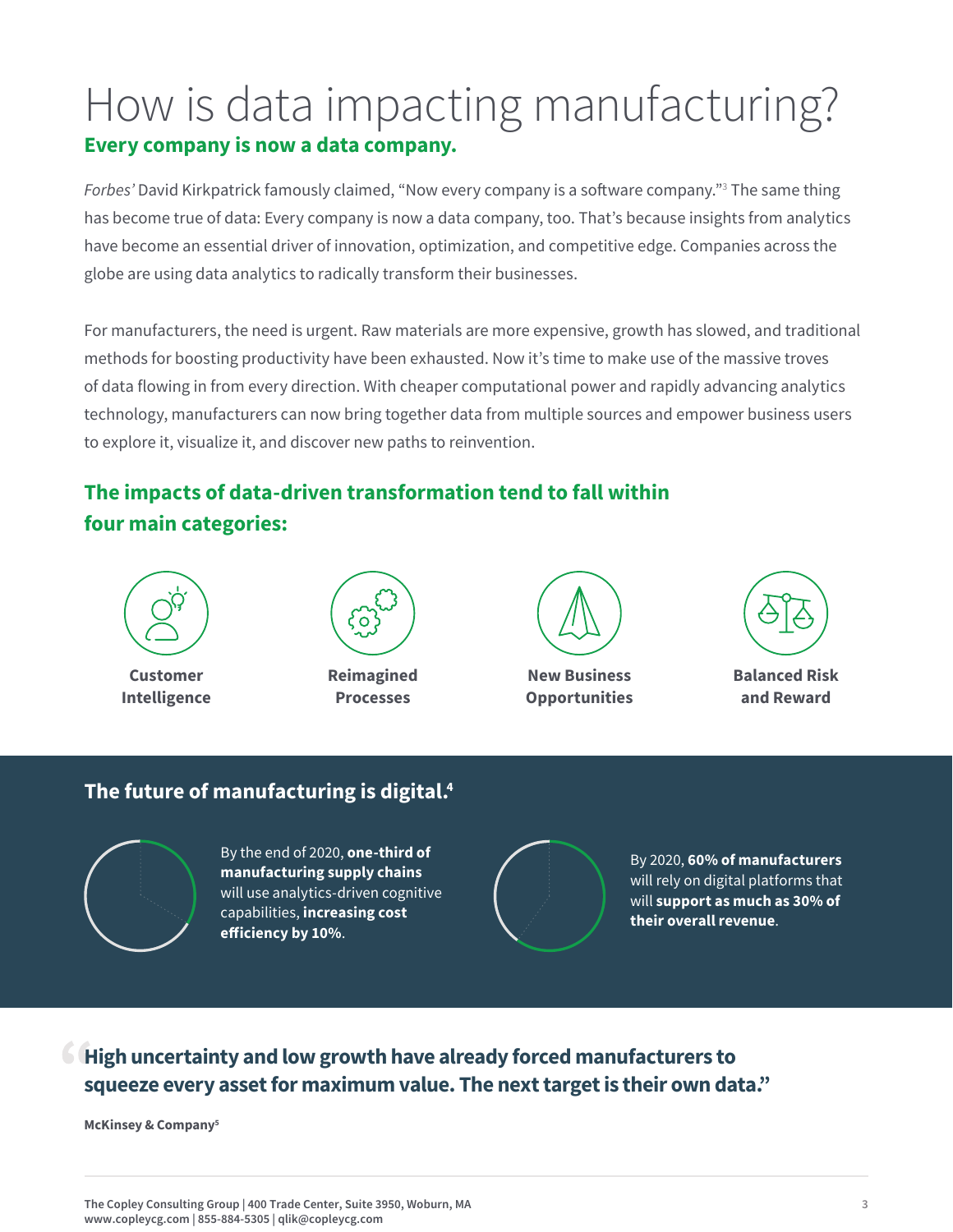# How is data impacting manufacturing?

## Every company is now a data company.

*Forbes'* David Kirkpatrick famously claimed, "Now every company is a software company."[3] The same thing has become true of data: Every company is now a data company, too. That's because insights from analytics have become an essential driver of innovation, optimization, and competitive edge. Companies across the globe are using data analytics to radically transform their businesses.

For manufacturers, the need is urgent. Raw materials are more expensive, growth has slowed, and traditional methods for boosting productivity have been exhausted. Now it's time to make use of the massive troves of data flowing in from every direction. With cheaper computational power and rapidly advancing analytics technology, manufacturers can now bring together data from multiple sources and empower business users to explore it, visualize it, and discover new paths to reinvention.

## The impacts of data-driven transformation tend to fall within four main categories:

- **Customer Intelligence**
- **Reimagined Processes**
- **New Business Opportunities**
- **Balanced Risk and Reward**

## The future of manufacturing is digital.[4]

By the end of 2020, **one-third of manufacturing supply chains** will use analytics-driven cognitive capabilities, **increasing cost efficiency by 10%**.

By 2020, **60% of manufacturers** will rely on digital platforms that will **support as much as 30% of their overall revenue**.

> **"High uncertainty and low growth have already forced manufacturers to squeeze every asset for maximum value. The next target is their own data."**
>
> **McKinsey & Company**[5]

The Copley Consulting Group | 400 Trade Center, Suite 3950, Woburn, MA
www.copleycg.com | 855-884-5305 | qlik@copleycg.com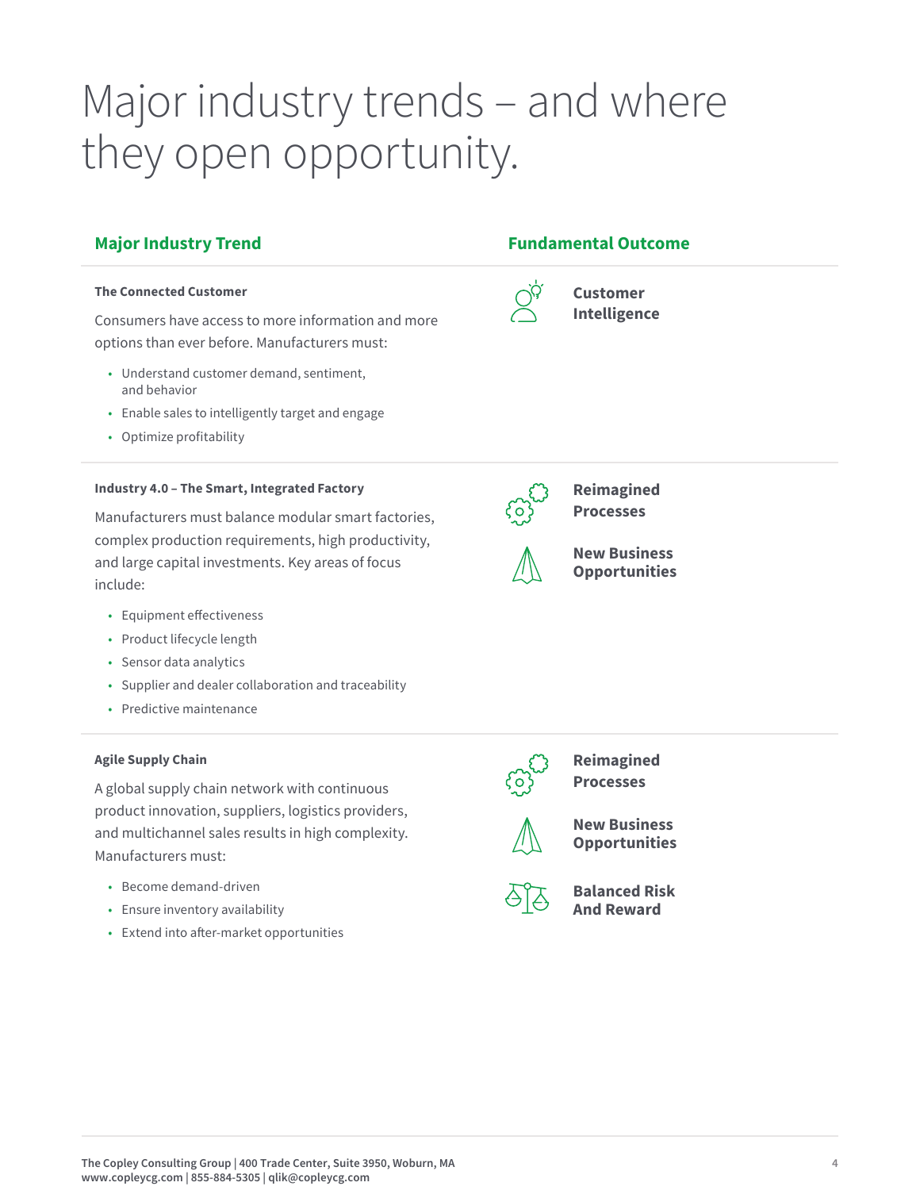# Major industry trends – and where they open opportunity.

| Major Industry Trend | Fundamental Outcome |
| --- | --- |
| **The Connected Customer**<br><br>Consumers have access to more information and more options than ever before. Manufacturers must:<br><br>• Understand customer demand, sentiment, and behavior<br>• Enable sales to intelligently target and engage<br>• Optimize profitability | **Customer Intelligence** |
| **Industry 4.0 – The Smart, Integrated Factory**<br><br>Manufacturers must balance modular smart factories, complex production requirements, high productivity, and large capital investments. Key areas of focus include:<br><br>• Equipment effectiveness<br>• Product lifecycle length<br>• Sensor data analytics<br>• Supplier and dealer collaboration and traceability<br>• Predictive maintenance | **Reimagined Processes**<br><br>**New Business Opportunities** |
| **Agile Supply Chain**<br><br>A global supply chain network with continuous product innovation, suppliers, logistics providers, and multichannel sales results in high complexity. Manufacturers must:<br><br>• Become demand-driven<br>• Ensure inventory availability<br>• Extend into after-market opportunities | **Reimagined Processes**<br><br>**New Business Opportunities**<br><br>**Balanced Risk And Reward** |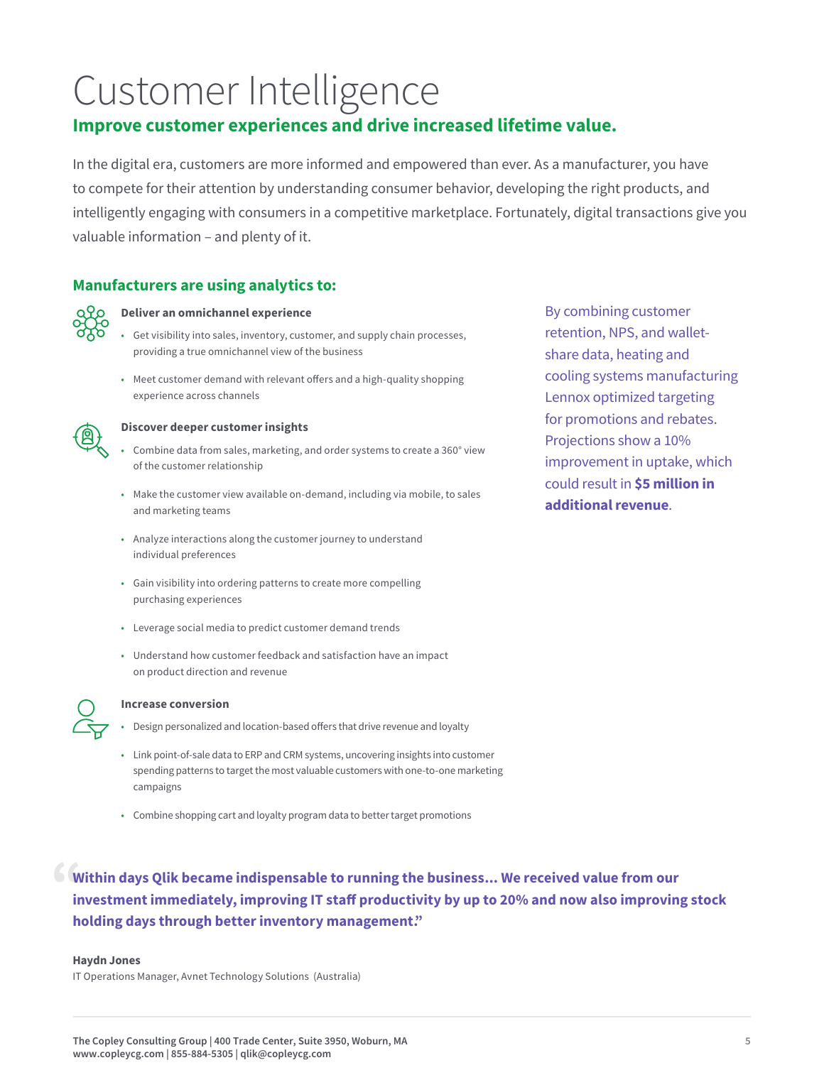# Customer Intelligence

## Improve customer experiences and drive increased lifetime value.

In the digital era, customers are more informed and empowered than ever. As a manufacturer, you have to compete for their attention by understanding consumer behavior, developing the right products, and intelligently engaging with consumers in a competitive marketplace. Fortunately, digital transactions give you valuable information – and plenty of it.

### Manufacturers are using analytics to:

**Deliver an omnichannel experience**

- Get visibility into sales, inventory, customer, and supply chain processes, providing a true omnichannel view of the business
- Meet customer demand with relevant offers and a high-quality shopping experience across channels

**Discover deeper customer insights**

- Combine data from sales, marketing, and order systems to create a 360° view of the customer relationship
- Make the customer view available on-demand, including via mobile, to sales and marketing teams
- Analyze interactions along the customer journey to understand individual preferences
- Gain visibility into ordering patterns to create more compelling purchasing experiences
- Leverage social media to predict customer demand trends
- Understand how customer feedback and satisfaction have an impact on product direction and revenue

**Increase conversion**

- Design personalized and location-based offers that drive revenue and loyalty
- Link point-of-sale data to ERP and CRM systems, uncovering insights into customer spending patterns to target the most valuable customers with one-to-one marketing campaigns
- Combine shopping cart and loyalty program data to better target promotions

By combining customer retention, NPS, and wallet-share data, heating and cooling systems manufacturing Lennox optimized targeting for promotions and rebates. Projections show a 10% improvement in uptake, which could result in **$5 million in additional revenue**.

> **"Within days Qlik became indispensable to running the business... We received value from our investment immediately, improving IT staff productivity by up to 20% and now also improving stock holding days through better inventory management."**

**Haydn Jones**
IT Operations Manager, Avnet Technology Solutions (Australia)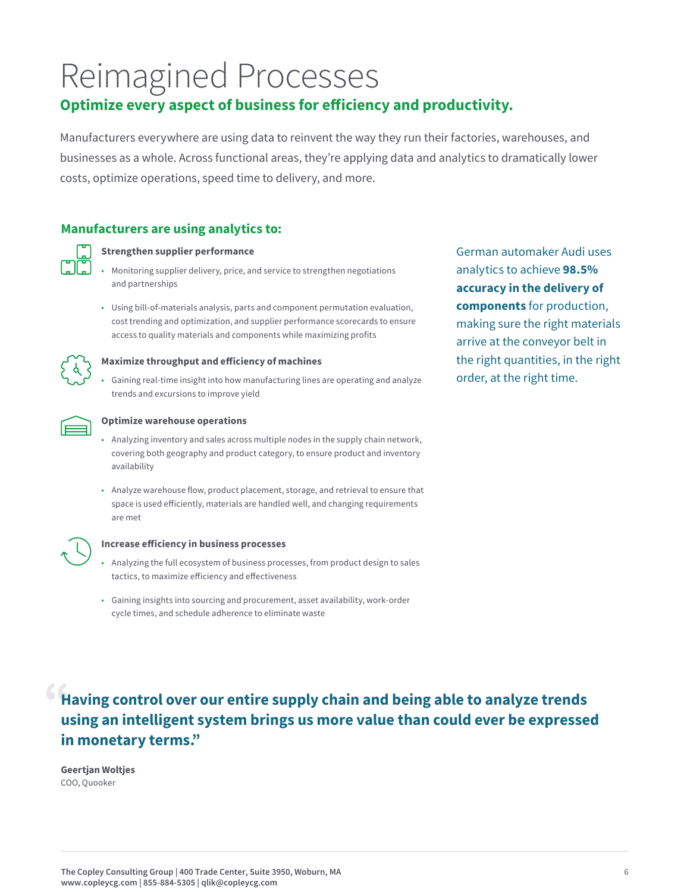# Reimagined Processes

## Optimize every aspect of business for efficiency and productivity.

Manufacturers everywhere are using data to reinvent the way they run their factories, warehouses, and businesses as a whole. Across functional areas, they're applying data and analytics to dramatically lower costs, optimize operations, speed time to delivery, and more.

### Manufacturers are using analytics to:

**Strengthen supplier performance**

- Monitoring supplier delivery, price, and service to strengthen negotiations and partnerships
- Using bill-of-materials analysis, parts and component permutation evaluation, cost trending and optimization, and supplier performance scorecards to ensure access to quality materials and components while maximizing profits

**Maximize throughput and efficiency of machines**

- Gaining real-time insight into how manufacturing lines are operating and analyze trends and excursions to improve yield

**Optimize warehouse operations**

- Analyzing inventory and sales across multiple nodes in the supply chain network, covering both geography and product category, to ensure product and inventory availability
- Analyze warehouse flow, product placement, storage, and retrieval to ensure that space is used efficiently, materials are handled well, and changing requirements are met

**Increase efficiency in business processes**

- Analyzing the full ecosystem of business processes, from product design to sales tactics, to maximize efficiency and effectiveness
- Gaining insights into sourcing and procurement, asset availability, work-order cycle times, and schedule adherence to eliminate waste

German automaker Audi uses analytics to achieve **98.5% accuracy in the delivery of components** for production, making sure the right materials arrive at the conveyor belt in the right quantities, in the right order, at the right time.

**"Having control over our entire supply chain and being able to analyze trends using an intelligent system brings us more value than could ever be expressed in monetary terms."**

**Geertjan Woltjes**
COO, Quooker

**The Copley Consulting Group | 400 Trade Center, Suite 3950, Woburn, MA**
**www.copleycg.com | 855-884-5305 | qlik@copleycg.com**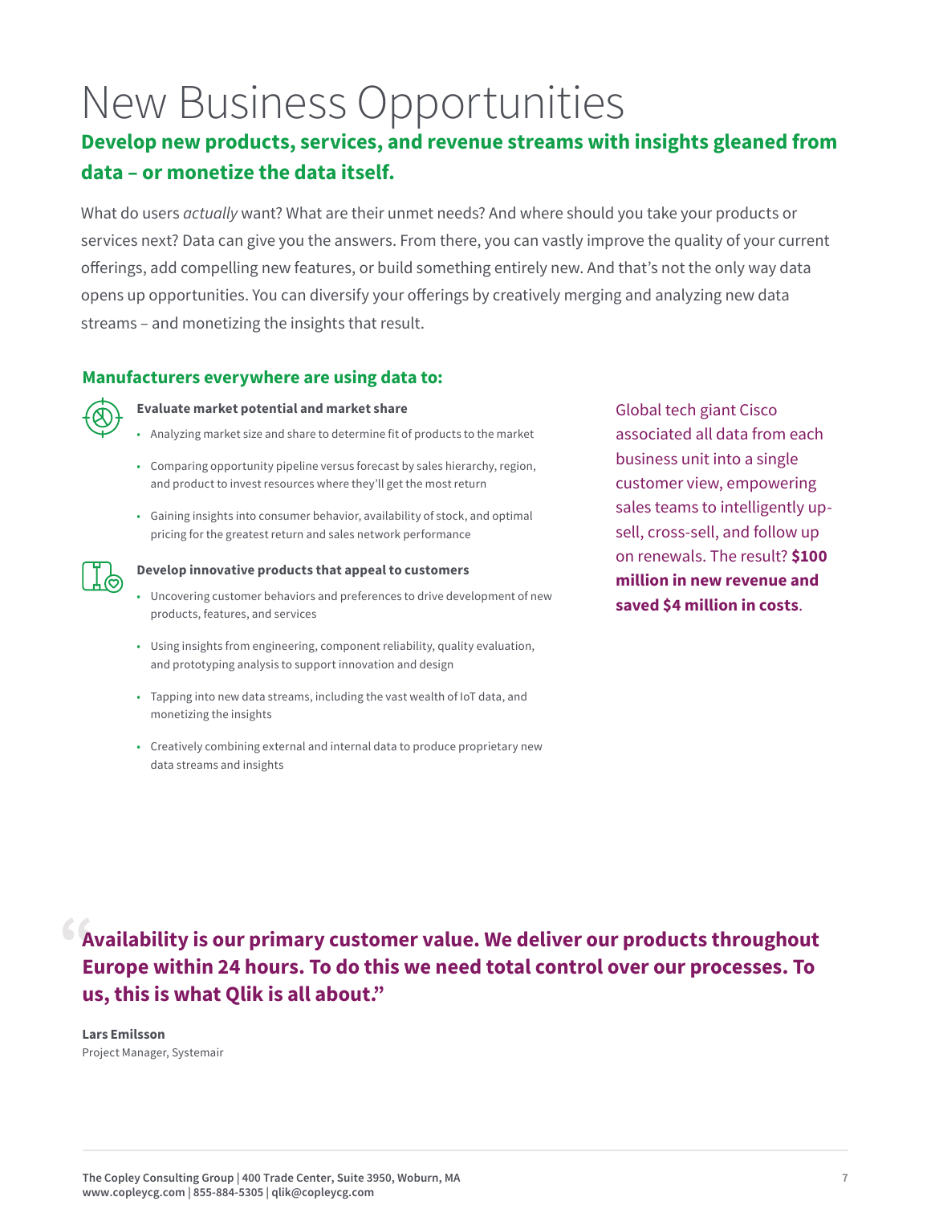# New Business Opportunities

## Develop new products, services, and revenue streams with insights gleaned from data – or monetize the data itself.

What do users *actually* want? What are their unmet needs? And where should you take your products or services next? Data can give you the answers. From there, you can vastly improve the quality of your current offerings, add compelling new features, or build something entirely new. And that's not the only way data opens up opportunities. You can diversify your offerings by creatively merging and analyzing new data streams – and monetizing the insights that result.

### Manufacturers everywhere are using data to:

**Evaluate market potential and market share**

- Analyzing market size and share to determine fit of products to the market
- Comparing opportunity pipeline versus forecast by sales hierarchy, region, and product to invest resources where they'll get the most return
- Gaining insights into consumer behavior, availability of stock, and optimal pricing for the greatest return and sales network performance

**Develop innovative products that appeal to customers**

- Uncovering customer behaviors and preferences to drive development of new products, features, and services
- Using insights from engineering, component reliability, quality evaluation, and prototyping analysis to support innovation and design
- Tapping into new data streams, including the vast wealth of IoT data, and monetizing the insights
- Creatively combining external and internal data to produce proprietary new data streams and insights

Global tech giant Cisco associated all data from each business unit into a single customer view, empowering sales teams to intelligently up-sell, cross-sell, and follow up on renewals. The result? **$100 million in new revenue and saved $4 million in costs**.

> **"Availability is our primary customer value. We deliver our products throughout Europe within 24 hours. To do this we need total control over our processes. To us, this is what Qlik is all about."**

**Lars Emilsson**
Project Manager, Systemair

The Copley Consulting Group | 400 Trade Center, Suite 3950, Woburn, MA
www.copleycg.com | 855-884-5305 | qlik@copleycg.com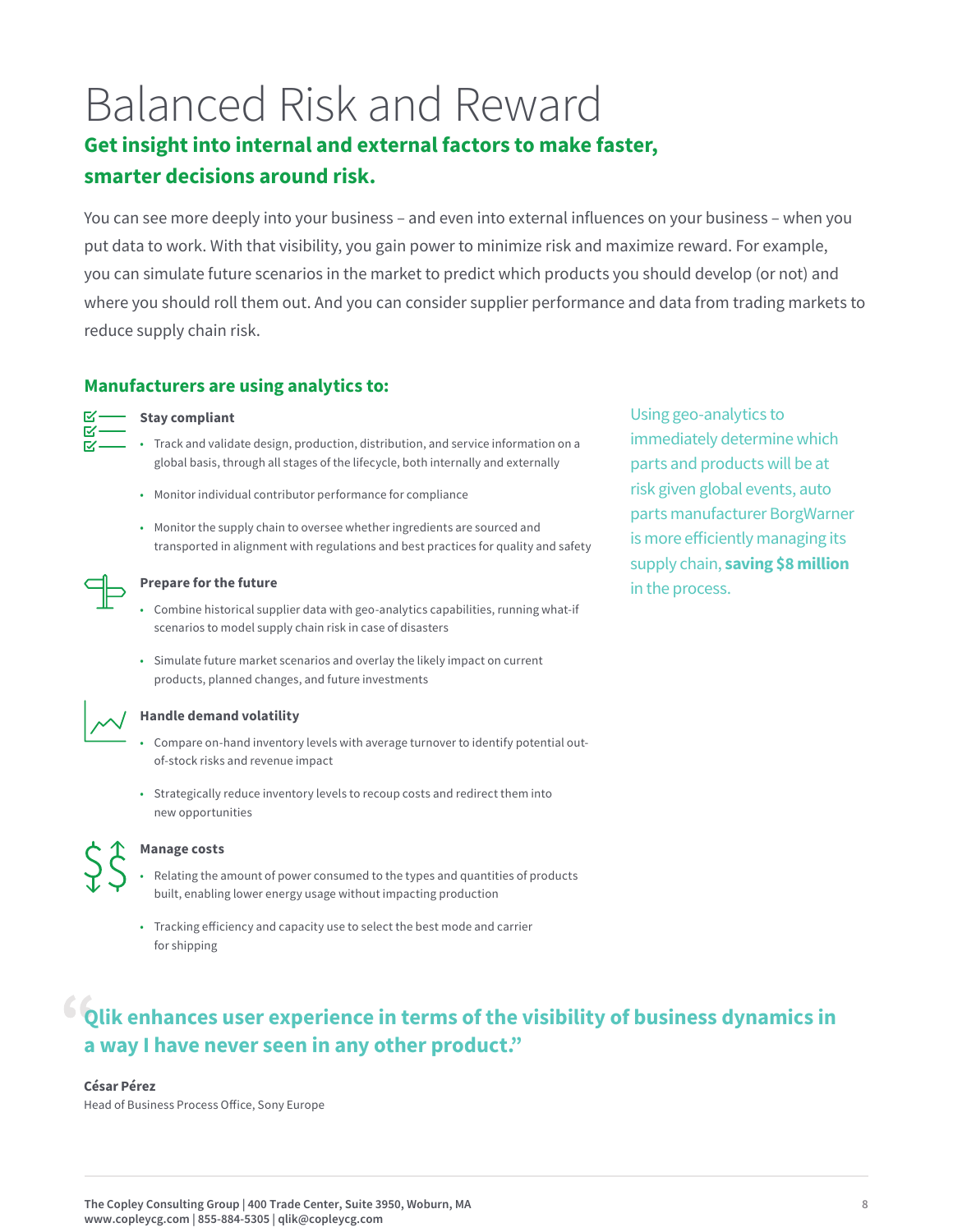# Balanced Risk and Reward

## Get insight into internal and external factors to make faster, smarter decisions around risk.

You can see more deeply into your business – and even into external influences on your business – when you put data to work. With that visibility, you gain power to minimize risk and maximize reward. For example, you can simulate future scenarios in the market to predict which products you should develop (or not) and where you should roll them out. And you can consider supplier performance and data from trading markets to reduce supply chain risk.

### Manufacturers are using analytics to:

**Stay compliant**

- Track and validate design, production, distribution, and service information on a global basis, through all stages of the lifecycle, both internally and externally
- Monitor individual contributor performance for compliance
- Monitor the supply chain to oversee whether ingredients are sourced and transported in alignment with regulations and best practices for quality and safety

**Prepare for the future**

- Combine historical supplier data with geo-analytics capabilities, running what-if scenarios to model supply chain risk in case of disasters
- Simulate future market scenarios and overlay the likely impact on current products, planned changes, and future investments

**Handle demand volatility**

- Compare on-hand inventory levels with average turnover to identify potential out-of-stock risks and revenue impact
- Strategically reduce inventory levels to recoup costs and redirect them into new opportunities

**Manage costs**

- Relating the amount of power consumed to the types and quantities of products built, enabling lower energy usage without impacting production
- Tracking efficiency and capacity use to select the best mode and carrier for shipping

Using geo-analytics to immediately determine which parts and products will be at risk given global events, auto parts manufacturer BorgWarner is more efficiently managing its supply chain, **saving $8 million** in the process.

> **"Qlik enhances user experience in terms of the visibility of business dynamics in a way I have never seen in any other product."**

**César Pérez**
Head of Business Process Office, Sony Europe

**The Copley Consulting Group | 400 Trade Center, Suite 3950, Woburn, MA**
**www.copleycg.com | 855-884-5305 | qlik@copleycg.com**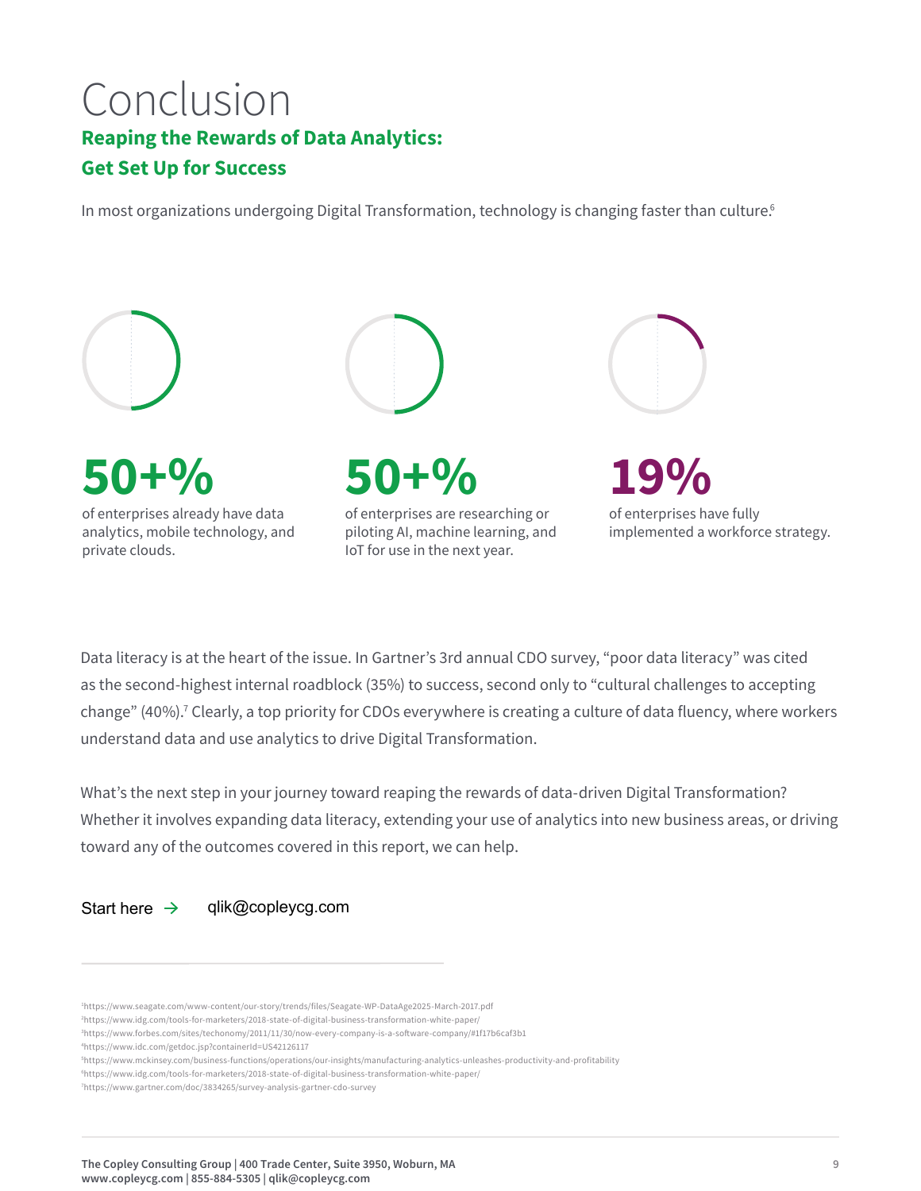# Conclusion

## Reaping the Rewards of Data Analytics: Get Set Up for Success

In most organizations undergoing Digital Transformation, technology is changing faster than culture.[6]

**50+%**
of enterprises already have data analytics, mobile technology, and private clouds.

**50+%**
of enterprises are researching or piloting AI, machine learning, and IoT for use in the next year.

**19%**
of enterprises have fully implemented a workforce strategy.

Data literacy is at the heart of the issue. In Gartner's 3rd annual CDO survey, "poor data literacy" was cited as the second-highest internal roadblock (35%) to success, second only to "cultural challenges to accepting change" (40%).[7] Clearly, a top priority for CDOs everywhere is creating a culture of data fluency, where workers understand data and use analytics to drive Digital Transformation.

What's the next step in your journey toward reaping the rewards of data-driven Digital Transformation? Whether it involves expanding data literacy, extending your use of analytics into new business areas, or driving toward any of the outcomes covered in this report, we can help.

Start here → qlik@copleycg.com

---

[1] https://www.seagate.com/www-content/our-story/trends/files/Seagate-WP-DataAge2025-March-2017.pdf
[2] https://www.idg.com/tools-for-marketers/2018-state-of-digital-business-transformation-white-paper/
[3] https://www.forbes.com/sites/techonomy/2011/11/30/now-every-company-is-a-software-company/#1f17b6caf3b1
[4] https://www.idc.com/getdoc.jsp?containerId=US42126117
[5] https://www.mckinsey.com/business-functions/operations/our-insights/manufacturing-analytics-unleashes-productivity-and-profitability
[6] https://www.idg.com/tools-for-marketers/2018-state-of-digital-business-transformation-white-paper/
[7] https://www.gartner.com/doc/3834265/survey-analysis-gartner-cdo-survey

**The Copley Consulting Group | 400 Trade Center, Suite 3950, Woburn, MA**
**www.copleycg.com | 855-884-5305 | qlik@copleycg.com**